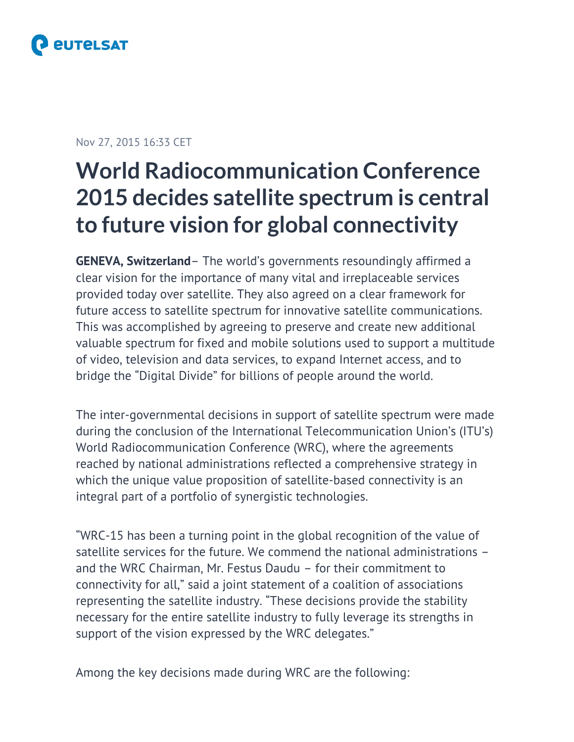Nov 27, 2015 16:33 CET

# World Radiocommunication Conference 2015 decides satellite spectrum is central to future vision for global connectivity

**GENEVA, Switzerland**– The world's governments resoundingly affirmed a clear vision for the importance of many vital and irreplaceable services provided today over satellite. They also agreed on a clear framework for future access to satellite spectrum for innovative satellite communications. This was accomplished by agreeing to preserve and create new additional valuable spectrum for fixed and mobile solutions used to support a multitude of video, television and data services, to expand Internet access, and to bridge the "Digital Divide" for billions of people around the world.

The inter-governmental decisions in support of satellite spectrum were made during the conclusion of the International Telecommunication Union's (ITU's) World Radiocommunication Conference (WRC), where the agreements reached by national administrations reflected a comprehensive strategy in which the unique value proposition of satellite-based connectivity is an integral part of a portfolio of synergistic technologies.

"WRC-15 has been a turning point in the global recognition of the value of satellite services for the future. We commend the national administrations – and the WRC Chairman, Mr. Festus Daudu – for their commitment to connectivity for all," said a joint statement of a coalition of associations representing the satellite industry. "These decisions provide the stability necessary for the entire satellite industry to fully leverage its strengths in support of the vision expressed by the WRC delegates."

Among the key decisions made during WRC are the following: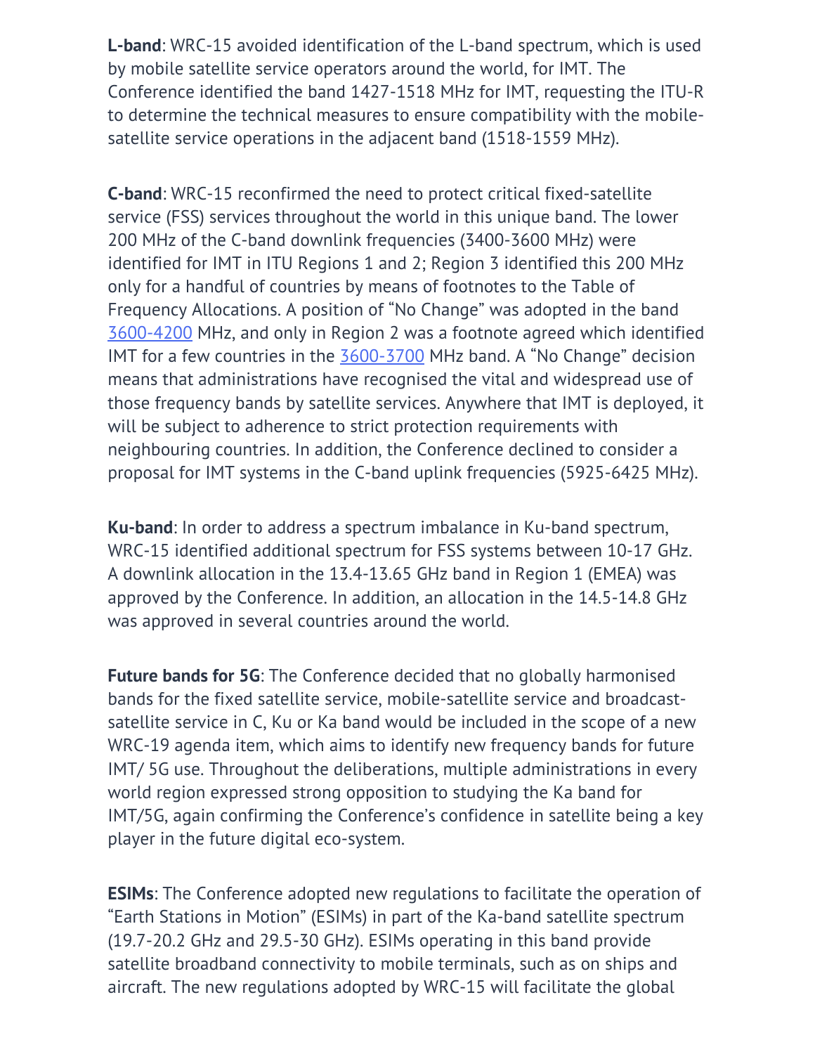**L-band**: WRC-15 avoided identification of the L-band spectrum, which is used by mobile satellite service operators around the world, for IMT. The Conference identified the band 1427-1518 MHz for IMT, requesting the ITU-R to determine the technical measures to ensure compatibility with the mobile-satellite service operations in the adjacent band (1518-1559 MHz).

**C-band**: WRC-15 reconfirmed the need to protect critical fixed-satellite service (FSS) services throughout the world in this unique band. The lower 200 MHz of the C-band downlink frequencies (3400-3600 MHz) were identified for IMT in ITU Regions 1 and 2; Region 3 identified this 200 MHz only for a handful of countries by means of footnotes to the Table of Frequency Allocations. A position of "No Change" was adopted in the band 3600-4200 MHz, and only in Region 2 was a footnote agreed which identified IMT for a few countries in the 3600-3700 MHz band. A "No Change" decision means that administrations have recognised the vital and widespread use of those frequency bands by satellite services. Anywhere that IMT is deployed, it will be subject to adherence to strict protection requirements with neighbouring countries. In addition, the Conference declined to consider a proposal for IMT systems in the C-band uplink frequencies (5925-6425 MHz).

**Ku-band**: In order to address a spectrum imbalance in Ku-band spectrum, WRC-15 identified additional spectrum for FSS systems between 10-17 GHz. A downlink allocation in the 13.4-13.65 GHz band in Region 1 (EMEA) was approved by the Conference. In addition, an allocation in the 14.5-14.8 GHz was approved in several countries around the world.

**Future bands for 5G**: The Conference decided that no globally harmonised bands for the fixed satellite service, mobile-satellite service and broadcast-satellite service in C, Ku or Ka band would be included in the scope of a new WRC-19 agenda item, which aims to identify new frequency bands for future IMT/ 5G use. Throughout the deliberations, multiple administrations in every world region expressed strong opposition to studying the Ka band for IMT/5G, again confirming the Conference's confidence in satellite being a key player in the future digital eco-system.

**ESIMs**: The Conference adopted new regulations to facilitate the operation of "Earth Stations in Motion" (ESIMs) in part of the Ka-band satellite spectrum (19.7-20.2 GHz and 29.5-30 GHz). ESIMs operating in this band provide satellite broadband connectivity to mobile terminals, such as on ships and aircraft. The new regulations adopted by WRC-15 will facilitate the global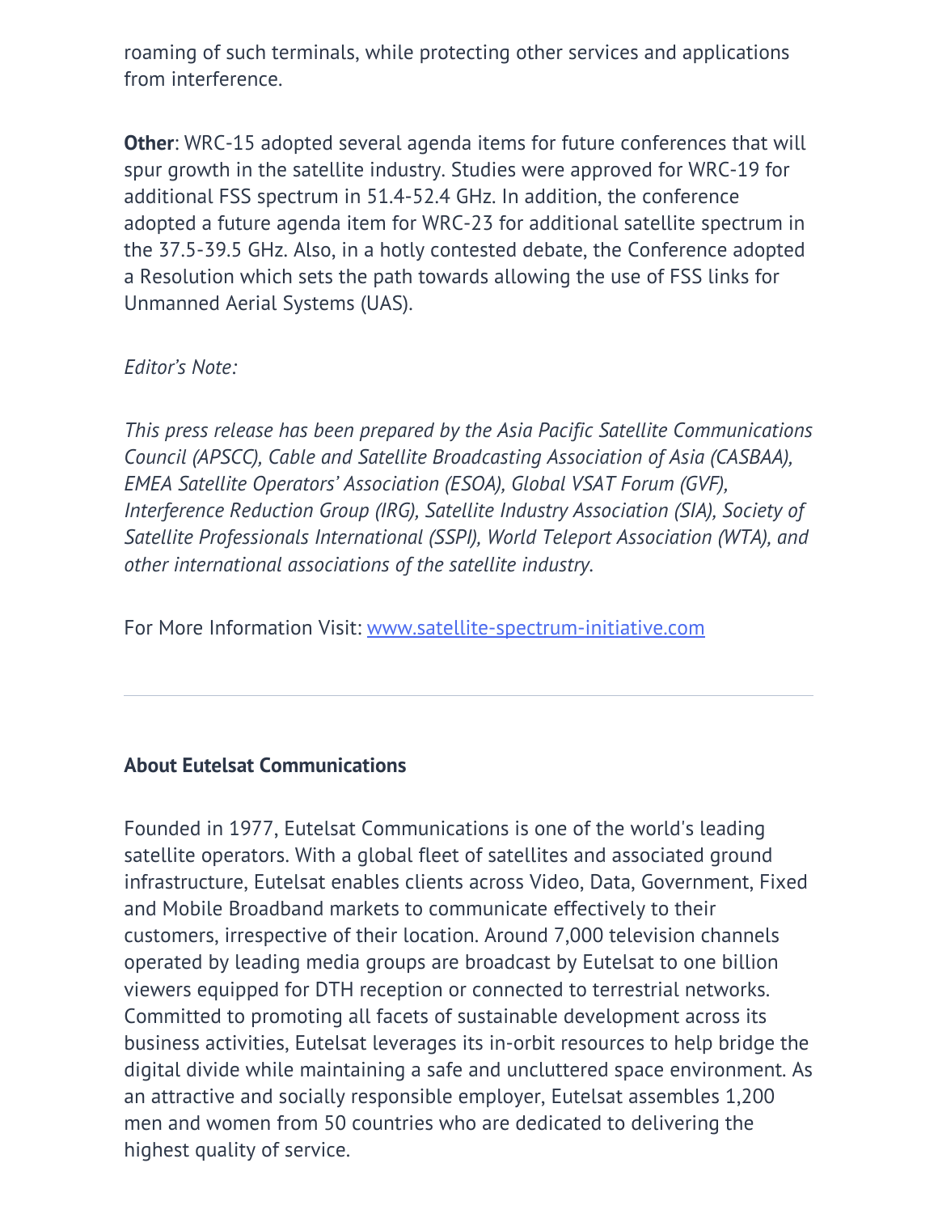roaming of such terminals, while protecting other services and applications from interference.

**Other**: WRC-15 adopted several agenda items for future conferences that will spur growth in the satellite industry. Studies were approved for WRC-19 for additional FSS spectrum in 51.4-52.4 GHz. In addition, the conference adopted a future agenda item for WRC-23 for additional satellite spectrum in the 37.5-39.5 GHz. Also, in a hotly contested debate, the Conference adopted a Resolution which sets the path towards allowing the use of FSS links for Unmanned Aerial Systems (UAS).

*Editor's Note:*

*This press release has been prepared by the Asia Pacific Satellite Communications Council (APSCC), Cable and Satellite Broadcasting Association of Asia (CASBAA), EMEA Satellite Operators' Association (ESOA), Global VSAT Forum (GVF), Interference Reduction Group (IRG), Satellite Industry Association (SIA), Society of Satellite Professionals International (SSPI), World Teleport Association (WTA), and other international associations of the satellite industry.*

For More Information Visit: [www.satellite-spectrum-initiative.com](http://www.satellite-spectrum-initiative.com)

---

**About Eutelsat Communications**

Founded in 1977, Eutelsat Communications is one of the world's leading satellite operators. With a global fleet of satellites and associated ground infrastructure, Eutelsat enables clients across Video, Data, Government, Fixed and Mobile Broadband markets to communicate effectively to their customers, irrespective of their location. Around 7,000 television channels operated by leading media groups are broadcast by Eutelsat to one billion viewers equipped for DTH reception or connected to terrestrial networks. Committed to promoting all facets of sustainable development across its business activities, Eutelsat leverages its in-orbit resources to help bridge the digital divide while maintaining a safe and uncluttered space environment. As an attractive and socially responsible employer, Eutelsat assembles 1,200 men and women from 50 countries who are dedicated to delivering the highest quality of service.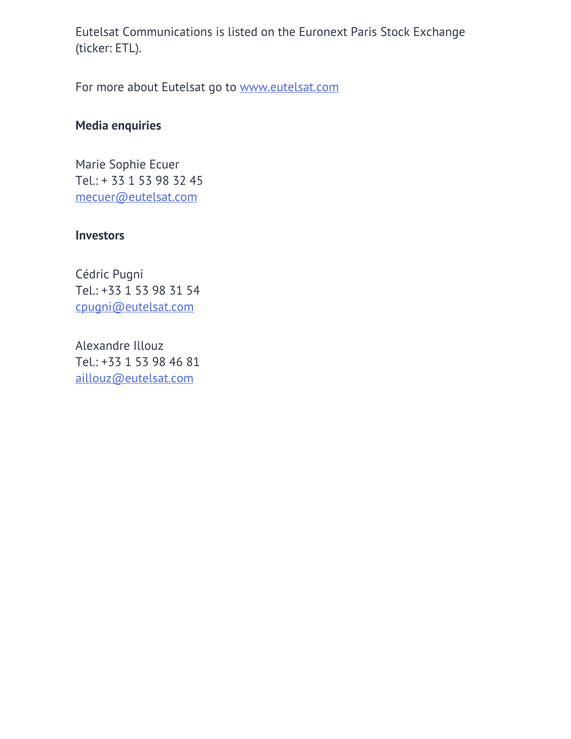Eutelsat Communications is listed on the Euronext Paris Stock Exchange (ticker: ETL).

For more about Eutelsat go to www.eutelsat.com

**Media enquiries**

Marie Sophie Ecuer
Tel.: + 33 1 53 98 32 45
mecuer@eutelsat.com

**Investors**

Cédric Pugni
Tel.: +33 1 53 98 31 54
cpugni@eutelsat.com

Alexandre Illouz
Tel.: +33 1 53 98 46 81
aillouz@eutelsat.com